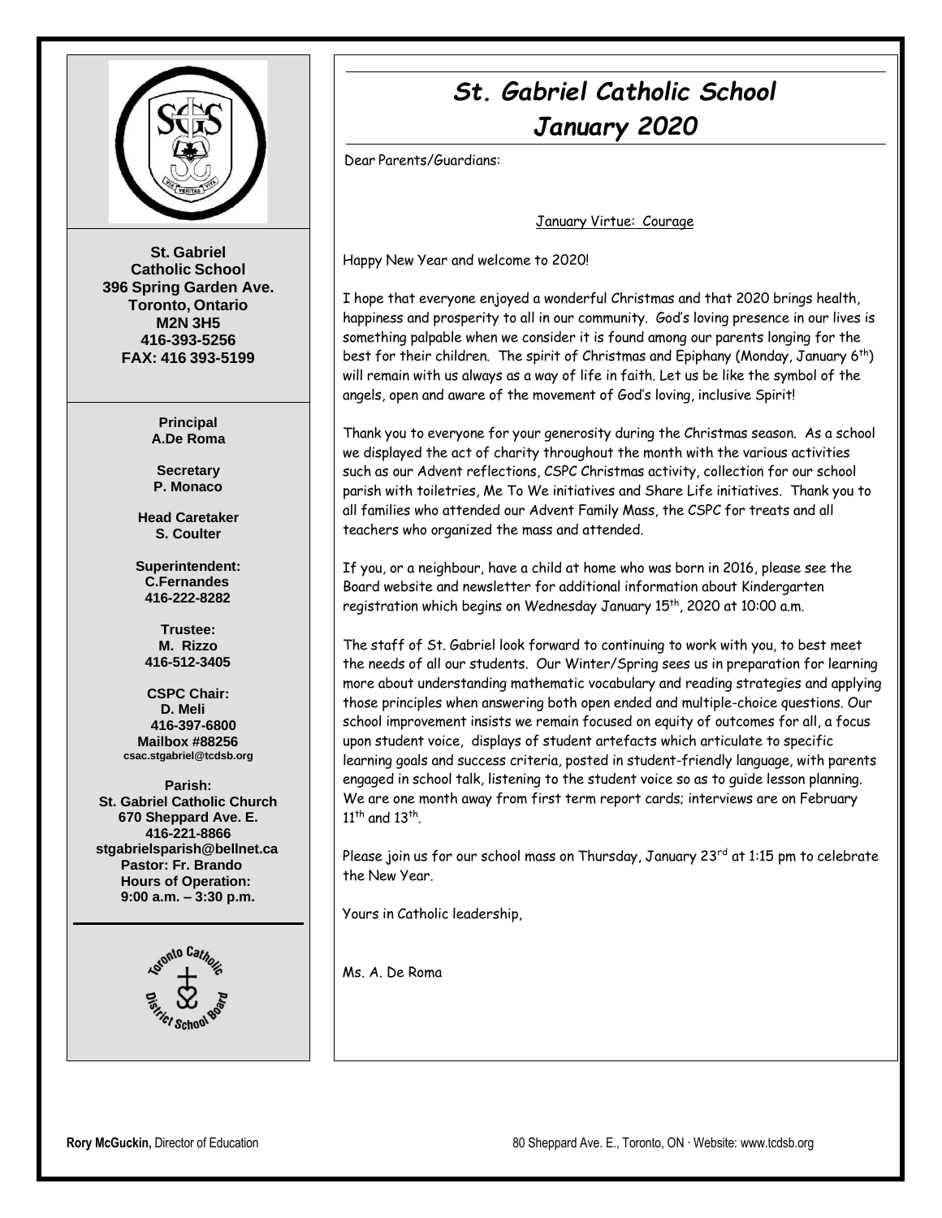# St. Gabriel Catholic School

## January 2020

**St. Gabriel Catholic School**
**396 Spring Garden Ave.**
**Toronto, Ontario**
**M2N 3H5**
**416-393-5256**
**FAX: 416 393-5199**

**Principal**
**A.De Roma**

**Secretary**
**P. Monaco**

**Head Caretaker**
**S. Coulter**

**Superintendent:**
**C.Fernandes**
**416-222-8282**

**Trustee:**
**M. Rizzo**
**416-512-3405**

**CSPC Chair:**
**D. Meli**
**416-397-6800**
**Mailbox #88256**
**csac.stgabriel@tcdsb.org**

**Parish:**
**St. Gabriel Catholic Church**
**670 Sheppard Ave. E.**
**416-221-8866**
**stgabrielsparish@bellnet.ca**
**Pastor: Fr. Brando**
**Hours of Operation:**
**9:00 a.m. – 3:30 p.m.**

---

Dear Parents/Guardians:

January Virtue: Courage

Happy New Year and welcome to 2020!

I hope that everyone enjoyed a wonderful Christmas and that 2020 brings health, happiness and prosperity to all in our community. God's loving presence in our lives is something palpable when we consider it is found among our parents longing for the best for their children. The spirit of Christmas and Epiphany (Monday, January 6th) will remain with us always as a way of life in faith. Let us be like the symbol of the angels, open and aware of the movement of God's loving, inclusive Spirit!

Thank you to everyone for your generosity during the Christmas season. As a school we displayed the act of charity throughout the month with the various activities such as our Advent reflections, CSPC Christmas activity, collection for our school parish with toiletries, Me To We initiatives and Share Life initiatives. Thank you to all families who attended our Advent Family Mass, the CSPC for treats and all teachers who organized the mass and attended.

If you, or a neighbour, have a child at home who was born in 2016, please see the Board website and newsletter for additional information about Kindergarten registration which begins on Wednesday January 15th, 2020 at 10:00 a.m.

The staff of St. Gabriel look forward to continuing to work with you, to best meet the needs of all our students. Our Winter/Spring sees us in preparation for learning more about understanding mathematic vocabulary and reading strategies and applying those principles when answering both open ended and multiple-choice questions. Our school improvement insists we remain focused on equity of outcomes for all, a focus upon student voice, displays of student artefacts which articulate to specific learning goals and success criteria, posted in student-friendly language, with parents engaged in school talk, listening to the student voice so as to guide lesson planning. We are one month away from first term report cards; interviews are on February 11th and 13th.

Please join us for our school mass on Thursday, January 23rd at 1:15 pm to celebrate the New Year.

Yours in Catholic leadership,

Ms. A. De Roma

**Rory McGuckin,** Director of Education

80 Sheppard Ave. E., Toronto, ON · Website: www.tcdsb.org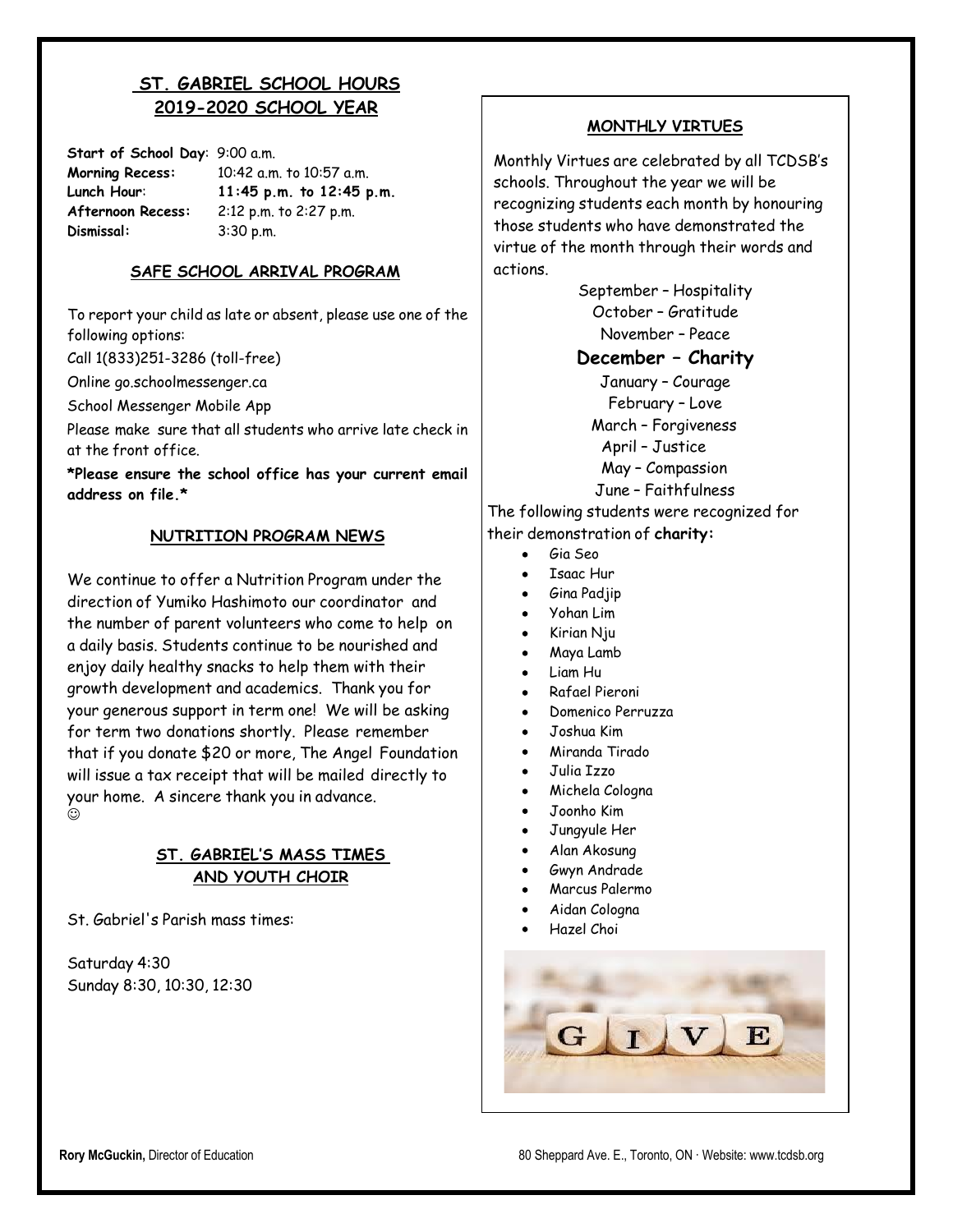## ST. GABRIEL SCHOOL HOURS 2019-2020 SCHOOL YEAR

**Start of School Day**: 9:00 a.m.
**Morning Recess:** 10:42 a.m. to 10:57 a.m.
**Lunch Hour**: **11:45 p.m. to 12:45 p.m.**
**Afternoon Recess:** 2:12 p.m. to 2:27 p.m.
**Dismissal:** 3:30 p.m.

## SAFE SCHOOL ARRIVAL PROGRAM

To report your child as late or absent, please use one of the following options:

Call 1(833)251-3286 (toll-free)

Online go.schoolmessenger.ca

School Messenger Mobile App

Please make sure that all students who arrive late check in at the front office.

**\*Please ensure the school office has your current email address on file.\***

## NUTRITION PROGRAM NEWS

We continue to offer a Nutrition Program under the direction of Yumiko Hashimoto our coordinator and the number of parent volunteers who come to help on a daily basis. Students continue to be nourished and enjoy daily healthy snacks to help them with their growth development and academics. Thank you for your generous support in term one! We will be asking for term two donations shortly. Please remember that if you donate $20 or more, The Angel Foundation will issue a tax receipt that will be mailed directly to your home. A sincere thank you in advance. ☺

## ST. GABRIEL'S MASS TIMES AND YOUTH CHOIR

St. Gabriel's Parish mass times:

Saturday 4:30
Sunday 8:30, 10:30, 12:30

## MONTHLY VIRTUES

Monthly Virtues are celebrated by all TCDSB's schools. Throughout the year we will be recognizing students each month by honouring those students who have demonstrated the virtue of the month through their words and actions.

September – Hospitality
October – Gratitude
November – Peace
**December – Charity**
January – Courage
February – Love
March – Forgiveness
April – Justice
May – Compassion
June – Faithfulness

The following students were recognized for their demonstration of **charity:**

- Gia Seo
- Isaac Hur
- Gina Padjip
- Yohan Lim
- Kirian Nju
- Maya Lamb
- Liam Hu
- Rafael Pieroni
- Domenico Perruzza
- Joshua Kim
- Miranda Tirado
- Julia Izzo
- Michela Cologna
- Joonho Kim
- Jungyule Her
- Alan Akosung
- Gwyn Andrade
- Marcus Palermo
- Aidan Cologna
- Hazel Choi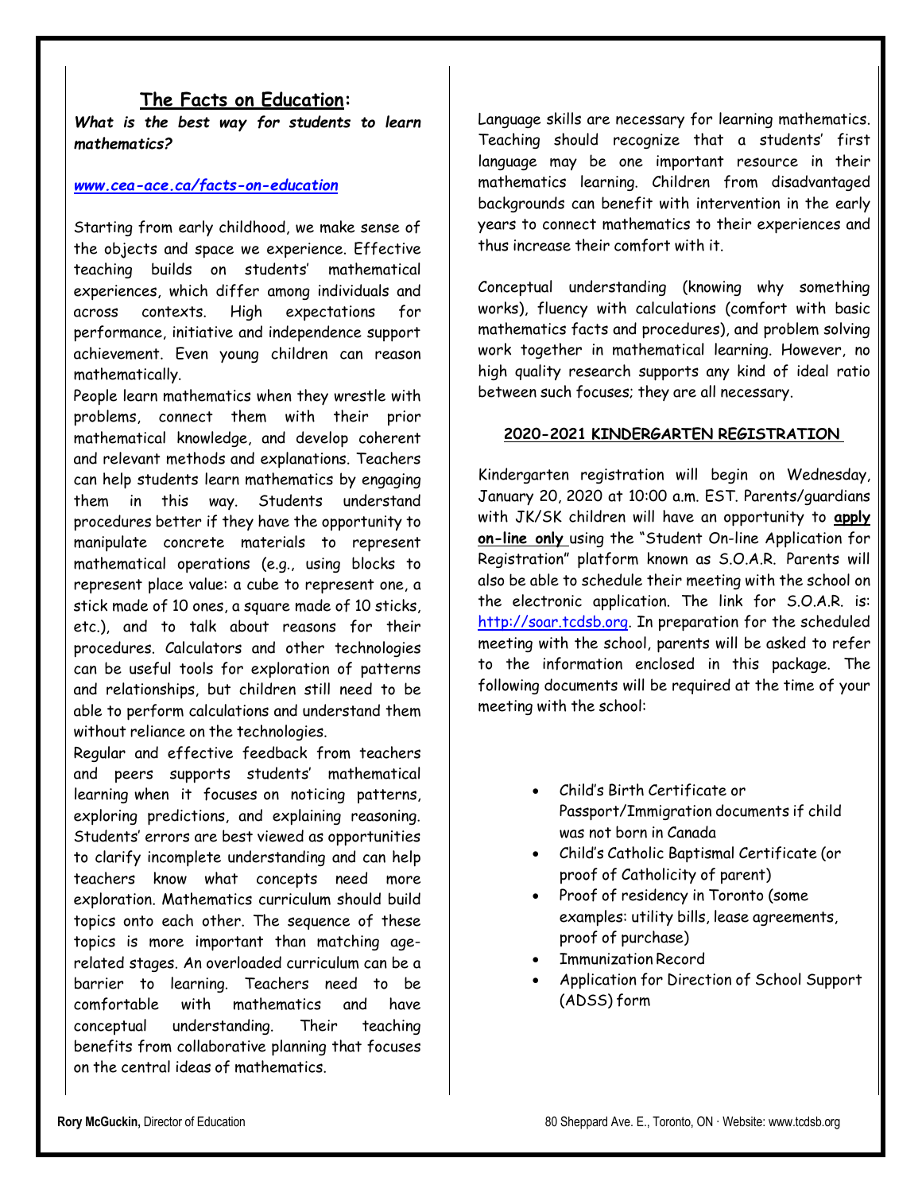## **The Facts on Education:**

***What is the best way for students to learn mathematics?***

***www.cea-ace.ca/facts-on-education***

Starting from early childhood, we make sense of the objects and space we experience. Effective teaching builds on students' mathematical experiences, which differ among individuals and across contexts. High expectations for performance, initiative and independence support achievement. Even young children can reason mathematically.

People learn mathematics when they wrestle with problems, connect them with their prior mathematical knowledge, and develop coherent and relevant methods and explanations. Teachers can help students learn mathematics by engaging them in this way. Students understand procedures better if they have the opportunity to manipulate concrete materials to represent mathematical operations (e.g., using blocks to represent place value: a cube to represent one, a stick made of 10 ones, a square made of 10 sticks, etc.), and to talk about reasons for their procedures. Calculators and other technologies can be useful tools for exploration of patterns and relationships, but children still need to be able to perform calculations and understand them without reliance on the technologies.

Regular and effective feedback from teachers and peers supports students' mathematical learning when it focuses on noticing patterns, exploring predictions, and explaining reasoning. Students' errors are best viewed as opportunities to clarify incomplete understanding and can help teachers know what concepts need more exploration. Mathematics curriculum should build topics onto each other. The sequence of these topics is more important than matching age-related stages. An overloaded curriculum can be a barrier to learning. Teachers need to be comfortable with mathematics and have conceptual understanding. Their teaching benefits from collaborative planning that focuses on the central ideas of mathematics.

Language skills are necessary for learning mathematics. Teaching should recognize that a students' first language may be one important resource in their mathematics learning. Children from disadvantaged backgrounds can benefit with intervention in the early years to connect mathematics to their experiences and thus increase their comfort with it.

Conceptual understanding (knowing why something works), fluency with calculations (comfort with basic mathematics facts and procedures), and problem solving work together in mathematical learning. However, no high quality research supports any kind of ideal ratio between such focuses; they are all necessary.

## **2020-2021 KINDERGARTEN REGISTRATION**

Kindergarten registration will begin on Wednesday, January 20, 2020 at 10:00 a.m. EST. Parents/guardians with JK/SK children will have an opportunity to **apply on-line only** using the "Student On-line Application for Registration" platform known as S.O.A.R. Parents will also be able to schedule their meeting with the school on the electronic application. The link for S.O.A.R. is: http://soar.tcdsb.org. In preparation for the scheduled meeting with the school, parents will be asked to refer to the information enclosed in this package. The following documents will be required at the time of your meeting with the school:

- Child's Birth Certificate or Passport/Immigration documents if child was not born in Canada
- Child's Catholic Baptismal Certificate (or proof of Catholicity of parent)
- Proof of residency in Toronto (some examples: utility bills, lease agreements, proof of purchase)
- Immunization Record
- Application for Direction of School Support (ADSS) form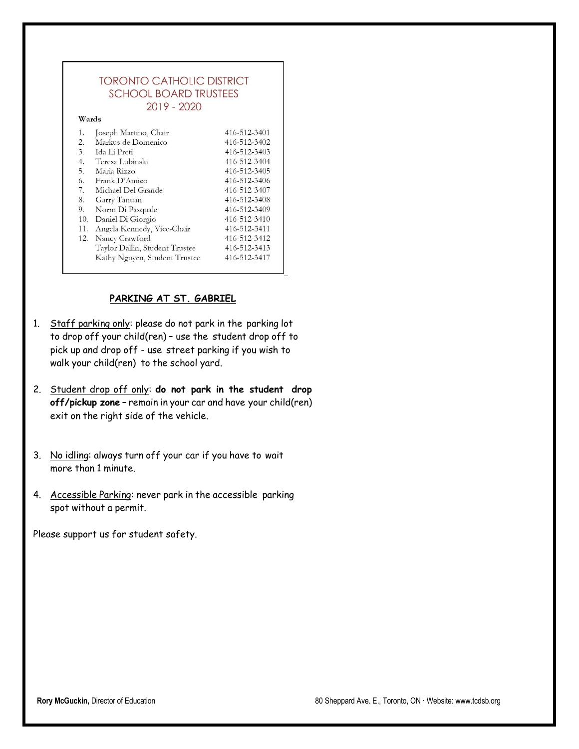## TORONTO CATHOLIC DISTRICT SCHOOL BOARD TRUSTEES 2019 - 2020

| Wards | | |
|---|---|---|
| 1. | Joseph Martino, Chair | 416-512-3401 |
| 2. | Markus de Domenico | 416-512-3402 |
| 3. | Ida Li Preti | 416-512-3403 |
| 4. | Teresa Lubinski | 416-512-3404 |
| 5. | Maria Rizzo | 416-512-3405 |
| 6. | Frank D'Amico | 416-512-3406 |
| 7. | Michael Del Grande | 416-512-3407 |
| 8. | Garry Tanuan | 416-512-3408 |
| 9. | Norm Di Pasquale | 416-512-3409 |
| 10. | Daniel Di Giorgio | 416-512-3410 |
| 11. | Angela Kennedy, Vice-Chair | 416-512-3411 |
| 12. | Nancy Crawford | 416-512-3412 |
| | Taylor Dallin, Student Trustee | 416-512-3413 |
| | Kathy Nguyen, Student Trustee | 416-512-3417 |

## PARKING AT ST. GABRIEL

1. Staff parking only: please do not park in the parking lot to drop off your child(ren) – use the student drop off to pick up and drop off - use street parking if you wish to walk your child(ren) to the school yard.

2. Student drop off only: **do not park in the student drop off/pickup zone** – remain in your car and have your child(ren) exit on the right side of the vehicle.

3. No idling: always turn off your car if you have to wait more than 1 minute.

4. Accessible Parking: never park in the accessible parking spot without a permit.

Please support us for student safety.

**Rory McGuckin,** Director of Education

80 Sheppard Ave. E., Toronto, ON · Website: www.tcdsb.org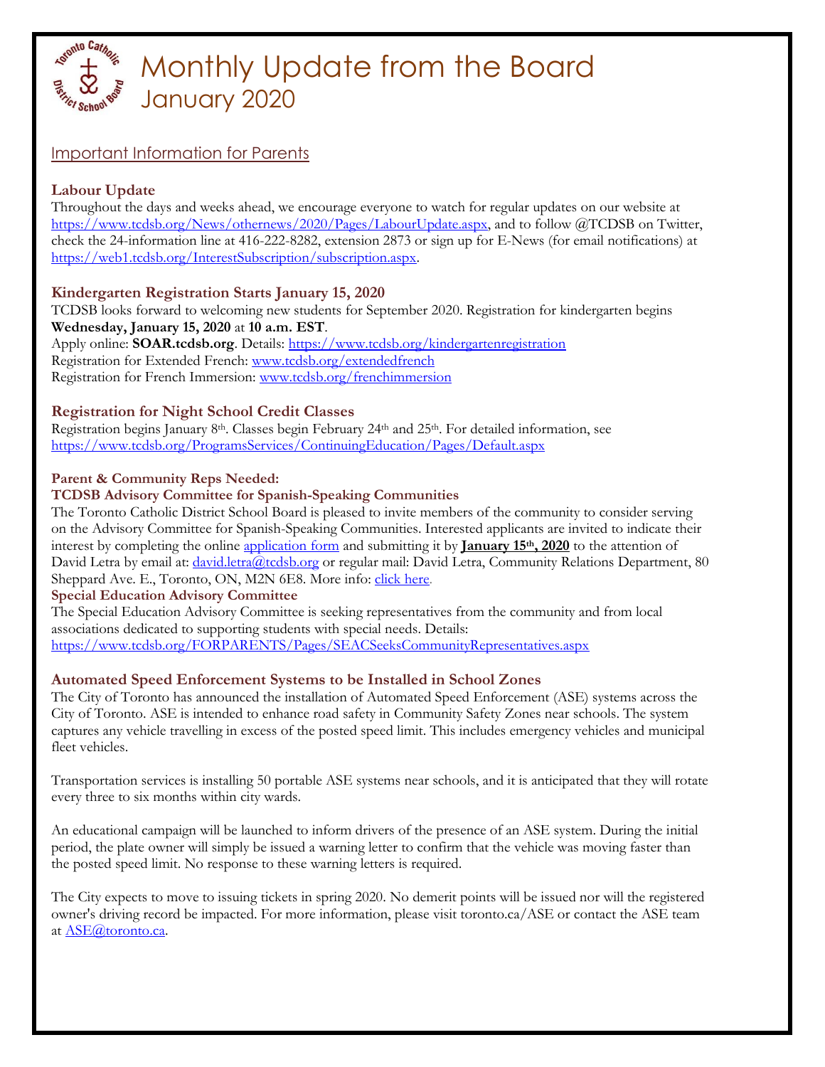# Monthly Update from the Board
## January 2020

### Important Information for Parents

**Labour Update**

Throughout the days and weeks ahead, we encourage everyone to watch for regular updates on our website at https://www.tcdsb.org/News/othernews/2020/Pages/LabourUpdate.aspx, and to follow @TCDSB on Twitter, check the 24-information line at 416-222-8282, extension 2873 or sign up for E-News (for email notifications) at https://web1.tcdsb.org/InterestSubscription/subscription.aspx.

**Kindergarten Registration Starts January 15, 2020**

TCDSB looks forward to welcoming new students for September 2020. Registration for kindergarten begins **Wednesday, January 15, 2020** at **10 a.m. EST**.
Apply online: **SOAR.tcdsb.org**. Details: https://www.tcdsb.org/kindergartenregistration
Registration for Extended French: www.tcdsb.org/extendedfrench
Registration for French Immersion: www.tcdsb.org/frenchimmersion

**Registration for Night School Credit Classes**

Registration begins January 8th. Classes begin February 24th and 25th. For detailed information, see https://www.tcdsb.org/ProgramsServices/ContinuingEducation/Pages/Default.aspx

**Parent & Community Reps Needed:**

**TCDSB Advisory Committee for Spanish-Speaking Communities**

The Toronto Catholic District School Board is pleased to invite members of the community to consider serving on the Advisory Committee for Spanish-Speaking Communities. Interested applicants are invited to indicate their interest by completing the online application form and submitting it by **January 15th, 2020** to the attention of David Letra by email at: david.letra@tcdsb.org or regular mail: David Letra, Community Relations Department, 80 Sheppard Ave. E., Toronto, ON, M2N 6E8. More info: click here.

**Special Education Advisory Committee**

The Special Education Advisory Committee is seeking representatives from the community and from local associations dedicated to supporting students with special needs. Details: https://www.tcdsb.org/FORPARENTS/Pages/SEACSeeksCommunityRepresentatives.aspx

**Automated Speed Enforcement Systems to be Installed in School Zones**

The City of Toronto has announced the installation of Automated Speed Enforcement (ASE) systems across the City of Toronto. ASE is intended to enhance road safety in Community Safety Zones near schools. The system captures any vehicle travelling in excess of the posted speed limit. This includes emergency vehicles and municipal fleet vehicles.

Transportation services is installing 50 portable ASE systems near schools, and it is anticipated that they will rotate every three to six months within city wards.

An educational campaign will be launched to inform drivers of the presence of an ASE system. During the initial period, the plate owner will simply be issued a warning letter to confirm that the vehicle was moving faster than the posted speed limit. No response to these warning letters is required.

The City expects to move to issuing tickets in spring 2020. No demerit points will be issued nor will the registered owner's driving record be impacted. For more information, please visit toronto.ca/ASE or contact the ASE team at ASE@toronto.ca.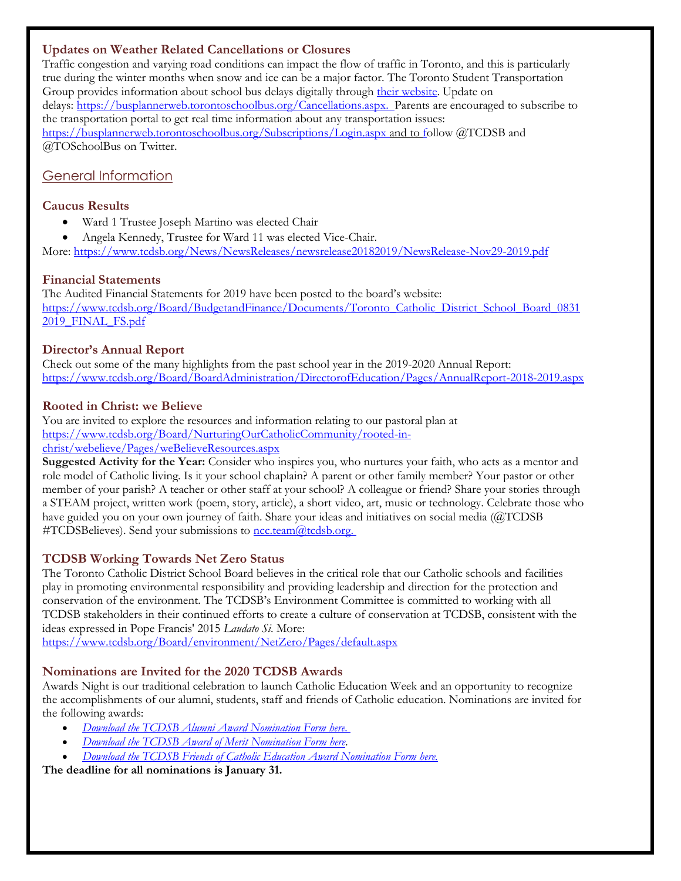### Updates on Weather Related Cancellations or Closures

Traffic congestion and varying road conditions can impact the flow of traffic in Toronto, and this is particularly true during the winter months when snow and ice can be a major factor. The Toronto Student Transportation Group provides information about school bus delays digitally through their website. Update on delays: https://busplannerweb.torontoschoolbus.org/Cancellations.aspx. Parents are encouraged to subscribe to the transportation portal to get real time information about any transportation issues: https://busplannerweb.torontoschoolbus.org/Subscriptions/Login.aspx and to follow @TCDSB and @TOSchoolBus on Twitter.

## General Information

### Caucus Results

- Ward 1 Trustee Joseph Martino was elected Chair
- Angela Kennedy, Trustee for Ward 11 was elected Vice-Chair.

More: https://www.tcdsb.org/News/NewsReleases/newsrelease20182019/NewsRelease-Nov29-2019.pdf

### Financial Statements

The Audited Financial Statements for 2019 have been posted to the board's website: https://www.tcdsb.org/Board/BudgetandFinance/Documents/Toronto_Catholic_District_School_Board_08312019_FINAL_FS.pdf

### Director's Annual Report

Check out some of the many highlights from the past school year in the 2019-2020 Annual Report: https://www.tcdsb.org/Board/BoardAdministration/DirectorofEducation/Pages/AnnualReport-2018-2019.aspx

### Rooted in Christ: we Believe

You are invited to explore the resources and information relating to our pastoral plan at https://www.tcdsb.org/Board/NurturingOurCatholicCommunity/rooted-in-christ/webelieve/Pages/weBelieveResources.aspx

**Suggested Activity for the Year:** Consider who inspires you, who nurtures your faith, who acts as a mentor and role model of Catholic living. Is it your school chaplain? A parent or other family member? Your pastor or other member of your parish? A teacher or other staff at your school? A colleague or friend? Share your stories through a STEAM project, written work (poem, story, article), a short video, art, music or technology. Celebrate those who have guided you on your own journey of faith. Share your ideas and initiatives on social media (@TCDSB #TCDSBelieves). Send your submissions to ncc.team@tcdsb.org.

### TCDSB Working Towards Net Zero Status

The Toronto Catholic District School Board believes in the critical role that our Catholic schools and facilities play in promoting environmental responsibility and providing leadership and direction for the protection and conservation of the environment. The TCDSB's Environment Committee is committed to working with all TCDSB stakeholders in their continued efforts to create a culture of conservation at TCDSB, consistent with the ideas expressed in Pope Francis' 2015 *Laudato Si*. More: https://www.tcdsb.org/Board/environment/NetZero/Pages/default.aspx

### Nominations are Invited for the 2020 TCDSB Awards

Awards Night is our traditional celebration to launch Catholic Education Week and an opportunity to recognize the accomplishments of our alumni, students, staff and friends of Catholic education. Nominations are invited for the following awards:

- *Download the TCDSB Alumni Award Nomination Form here.*
- *Download the TCDSB Award of Merit Nomination Form here.*
- *Download the TCDSB Friends of Catholic Education Award Nomination Form here.*

**The deadline for all nominations is January 31.**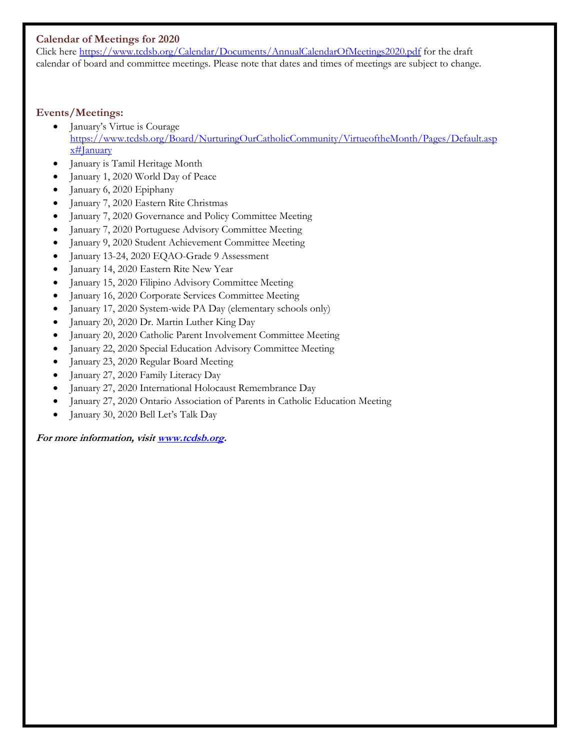## Calendar of Meetings for 2020

Click here https://www.tcdsb.org/Calendar/Documents/AnnualCalendarOfMeetings2020.pdf for the draft calendar of board and committee meetings. Please note that dates and times of meetings are subject to change.

## Events/Meetings:

- January's Virtue is Courage https://www.tcdsb.org/Board/NurturingOurCatholicCommunity/VirtueoftheMonth/Pages/Default.aspx#January
- January is Tamil Heritage Month
- January 1, 2020 World Day of Peace
- January 6, 2020 Epiphany
- January 7, 2020 Eastern Rite Christmas
- January 7, 2020 Governance and Policy Committee Meeting
- January 7, 2020 Portuguese Advisory Committee Meeting
- January 9, 2020 Student Achievement Committee Meeting
- January 13-24, 2020 EQAO-Grade 9 Assessment
- January 14, 2020 Eastern Rite New Year
- January 15, 2020 Filipino Advisory Committee Meeting
- January 16, 2020 Corporate Services Committee Meeting
- January 17, 2020 System-wide PA Day (elementary schools only)
- January 20, 2020 Dr. Martin Luther King Day
- January 20, 2020 Catholic Parent Involvement Committee Meeting
- January 22, 2020 Special Education Advisory Committee Meeting
- January 23, 2020 Regular Board Meeting
- January 27, 2020 Family Literacy Day
- January 27, 2020 International Holocaust Remembrance Day
- January 27, 2020 Ontario Association of Parents in Catholic Education Meeting
- January 30, 2020 Bell Let's Talk Day

***For more information, visit www.tcdsb.org.***